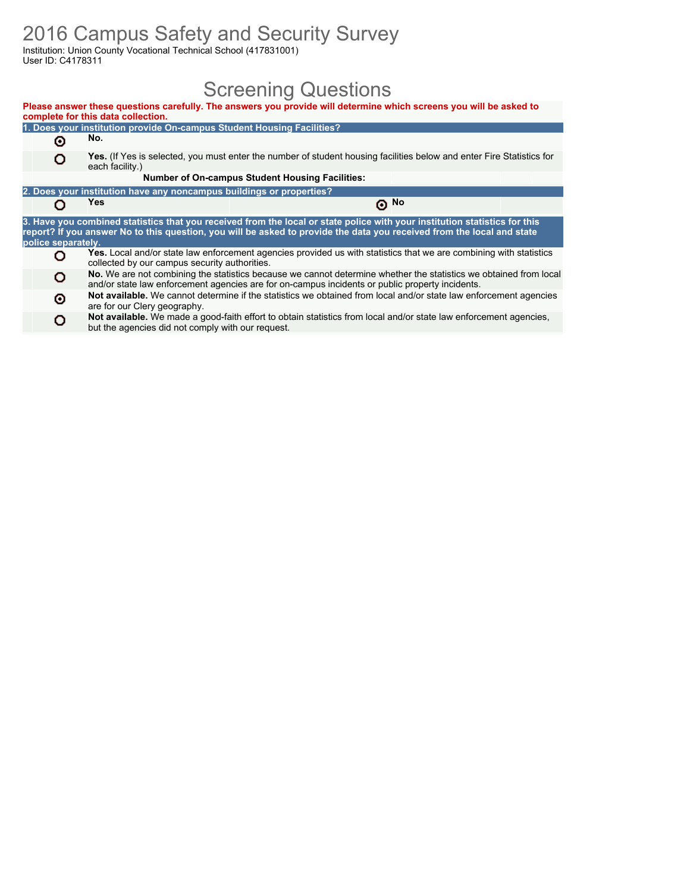# 2016 Campus Safety and Security Survey

Institution: Union County Vocational Technical School (417831001)
User ID: C4178311

## Screening Questions

**Please answer these questions carefully. The answers you provide will determine which screens you will be asked to complete for this data collection.**

**1. Does your institution provide On-campus Student Housing Facilities?**

- (●) **No.**
- ( ) **Yes.** (If Yes is selected, you must enter the number of student housing facilities below and enter Fire Statistics for each facility.)

**Number of On-campus Student Housing Facilities:**

**2. Does your institution have any noncampus buildings or properties?**

- ( ) **Yes**
- (●) **No**

**3. Have you combined statistics that you received from the local or state police with your institution statistics for this report? If you answer No to this question, you will be asked to provide the data you received from the local and state police separately.**

- ( ) **Yes.** Local and/or state law enforcement agencies provided us with statistics that we are combining with statistics collected by our campus security authorities.
- ( ) **No.** We are not combining the statistics because we cannot determine whether the statistics we obtained from local and/or state law enforcement agencies are for on-campus incidents or public property incidents.
- (●) **Not available.** We cannot determine if the statistics we obtained from local and/or state law enforcement agencies are for our Clery geography.
- ( ) **Not available.** We made a good-faith effort to obtain statistics from local and/or state law enforcement agencies, but the agencies did not comply with our request.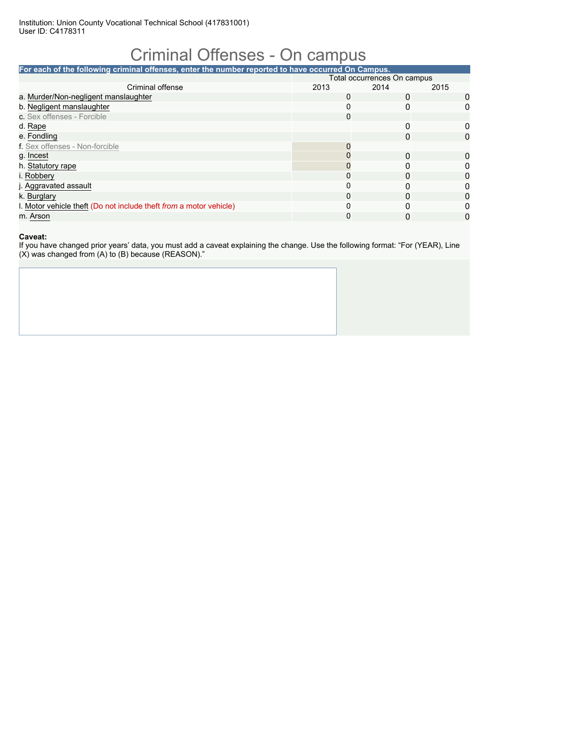Institution: Union County Vocational Technical School (417831001)
User ID: C4178311

# Criminal Offenses - On campus

**For each of the following criminal offenses, enter the number reported to have occurred On Campus.**

| Criminal offense | Total occurrences On campus 2013 | 2014 | 2015 |
|---|---|---|---|
| a. Murder/Non-negligent manslaughter | 0 | 0 | 0 |
| b. Negligent manslaughter | 0 | 0 | 0 |
| c. Sex offenses - Forcible | 0 | | |
| d. Rape | | 0 | 0 |
| e. Fondling | | 0 | 0 |
| f. Sex offenses - Non-forcible | 0 | | |
| g. Incest | 0 | 0 | 0 |
| h. Statutory rape | 0 | 0 | 0 |
| i. Robbery | 0 | 0 | 0 |
| j. Aggravated assault | 0 | 0 | 0 |
| k. Burglary | 0 | 0 | 0 |
| l. Motor vehicle theft (Do not include theft *from* a motor vehicle) | 0 | 0 | 0 |
| m. Arson | 0 | 0 | 0 |

**Caveat:**
If you have changed prior years' data, you must add a caveat explaining the change. Use the following format: "For (YEAR), Line (X) was changed from (A) to (B) because (REASON)."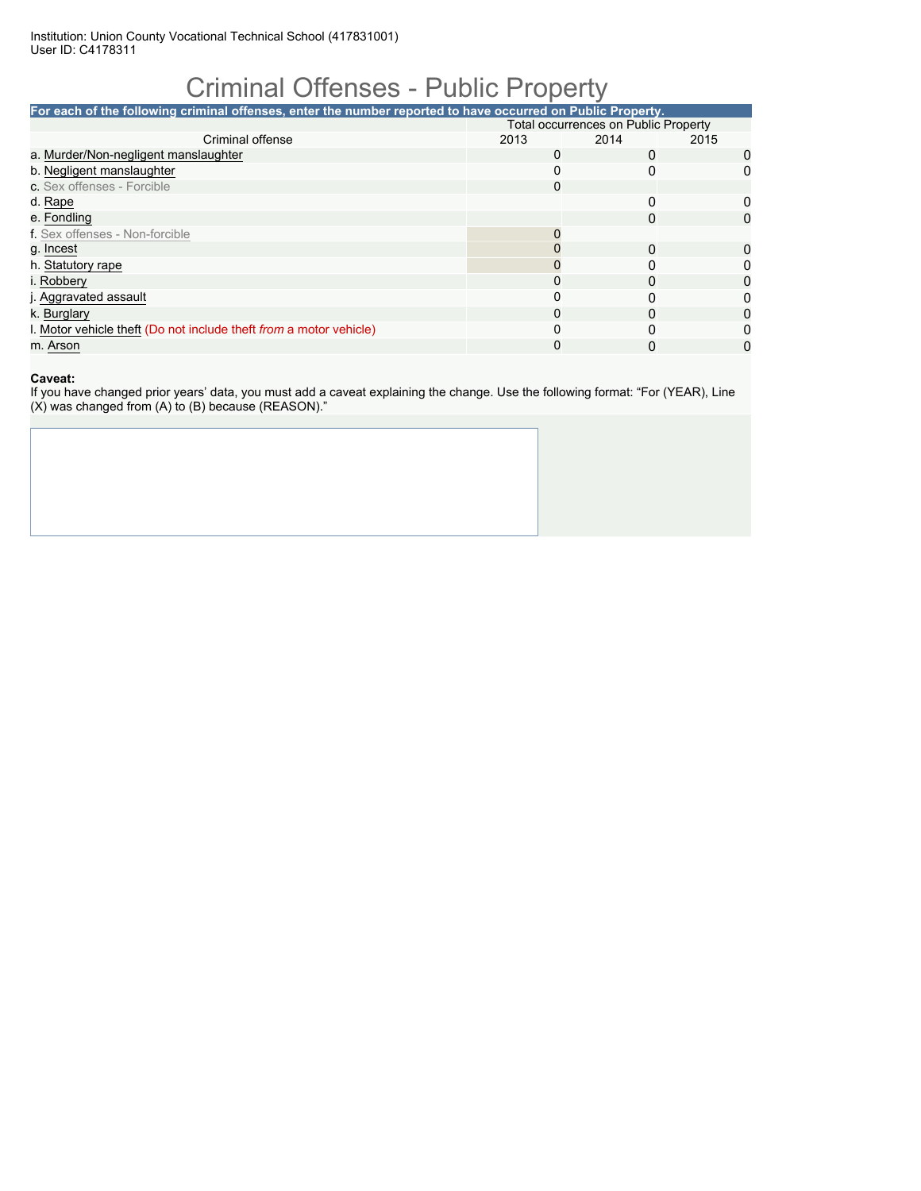Institution: Union County Vocational Technical School (417831001)
User ID: C4178311

# Criminal Offenses - Public Property

**For each of the following criminal offenses, enter the number reported to have occurred on Public Property.**

| Criminal offense | Total occurrences on Public Property | | |
|---|---|---|---|
| | 2013 | 2014 | 2015 |
| a. Murder/Non-negligent manslaughter | 0 | 0 | 0 |
| b. Negligent manslaughter | 0 | 0 | 0 |
| c. Sex offenses - Forcible | 0 | | |
| d. Rape | | 0 | 0 |
| e. Fondling | | 0 | 0 |
| f. Sex offenses - Non-forcible | 0 | | |
| g. Incest | 0 | 0 | 0 |
| h. Statutory rape | 0 | 0 | 0 |
| i. Robbery | 0 | 0 | 0 |
| j. Aggravated assault | 0 | 0 | 0 |
| k. Burglary | 0 | 0 | 0 |
| l. Motor vehicle theft (Do not include theft *from* a motor vehicle) | 0 | 0 | 0 |
| m. Arson | 0 | 0 | 0 |

**Caveat:**
If you have changed prior years' data, you must add a caveat explaining the change. Use the following format: "For (YEAR), Line (X) was changed from (A) to (B) because (REASON)."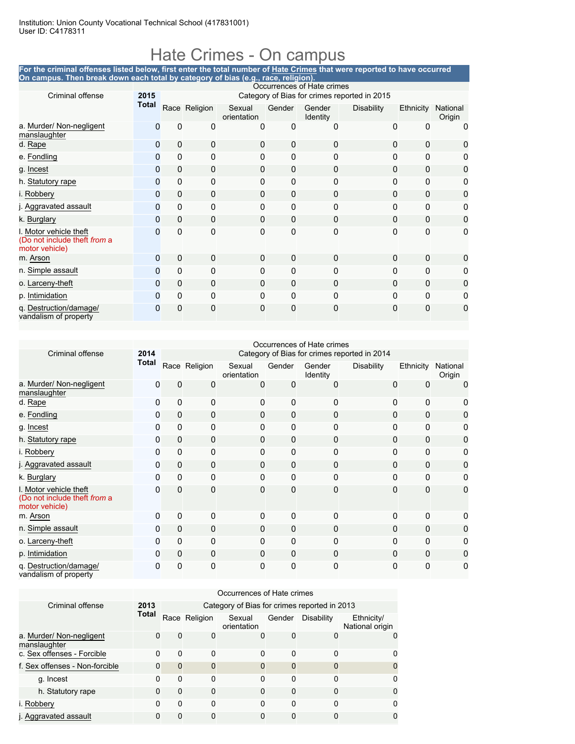Institution: Union County Vocational Technical School (417831001)
User ID: C4178311

# Hate Crimes - On campus

**For the criminal offenses listed below, first enter the total number of Hate Crimes that were reported to have occurred On campus. Then break down each total by category of bias (e.g., race, religion).**

| Criminal offense | 2015 Total | Occurrences of Hate crimes — Category of Bias for crimes reported in 2015: Race | Religion | Sexual orientation | Gender | Gender Identity | Disability | Ethnicity | National Origin |
|---|---|---|---|---|---|---|---|---|---|
| a. Murder/ Non-negligent manslaughter | 0 | 0 | 0 | 0 | 0 | 0 | 0 | 0 | 0 |
| d. Rape | 0 | 0 | 0 | 0 | 0 | 0 | 0 | 0 | 0 |
| e. Fondling | 0 | 0 | 0 | 0 | 0 | 0 | 0 | 0 | 0 |
| g. Incest | 0 | 0 | 0 | 0 | 0 | 0 | 0 | 0 | 0 |
| h. Statutory rape | 0 | 0 | 0 | 0 | 0 | 0 | 0 | 0 | 0 |
| i. Robbery | 0 | 0 | 0 | 0 | 0 | 0 | 0 | 0 | 0 |
| j. Aggravated assault | 0 | 0 | 0 | 0 | 0 | 0 | 0 | 0 | 0 |
| k. Burglary | 0 | 0 | 0 | 0 | 0 | 0 | 0 | 0 | 0 |
| l. Motor vehicle theft (Do not include theft *from* a motor vehicle) | 0 | 0 | 0 | 0 | 0 | 0 | 0 | 0 | 0 |
| m. Arson | 0 | 0 | 0 | 0 | 0 | 0 | 0 | 0 | 0 |
| n. Simple assault | 0 | 0 | 0 | 0 | 0 | 0 | 0 | 0 | 0 |
| o. Larceny-theft | 0 | 0 | 0 | 0 | 0 | 0 | 0 | 0 | 0 |
| p. Intimidation | 0 | 0 | 0 | 0 | 0 | 0 | 0 | 0 | 0 |
| q. Destruction/damage/ vandalism of property | 0 | 0 | 0 | 0 | 0 | 0 | 0 | 0 | 0 |

| Criminal offense | 2014 Total | Occurrences of Hate crimes — Category of Bias for crimes reported in 2014: Race | Religion | Sexual orientation | Gender | Gender Identity | Disability | Ethnicity | National Origin |
|---|---|---|---|---|---|---|---|---|---|
| a. Murder/ Non-negligent manslaughter | 0 | 0 | 0 | 0 | 0 | 0 | 0 | 0 | 0 |
| d. Rape | 0 | 0 | 0 | 0 | 0 | 0 | 0 | 0 | 0 |
| e. Fondling | 0 | 0 | 0 | 0 | 0 | 0 | 0 | 0 | 0 |
| g. Incest | 0 | 0 | 0 | 0 | 0 | 0 | 0 | 0 | 0 |
| h. Statutory rape | 0 | 0 | 0 | 0 | 0 | 0 | 0 | 0 | 0 |
| i. Robbery | 0 | 0 | 0 | 0 | 0 | 0 | 0 | 0 | 0 |
| j. Aggravated assault | 0 | 0 | 0 | 0 | 0 | 0 | 0 | 0 | 0 |
| k. Burglary | 0 | 0 | 0 | 0 | 0 | 0 | 0 | 0 | 0 |
| l. Motor vehicle theft (Do not include theft *from* a motor vehicle) | 0 | 0 | 0 | 0 | 0 | 0 | 0 | 0 | 0 |
| m. Arson | 0 | 0 | 0 | 0 | 0 | 0 | 0 | 0 | 0 |
| n. Simple assault | 0 | 0 | 0 | 0 | 0 | 0 | 0 | 0 | 0 |
| o. Larceny-theft | 0 | 0 | 0 | 0 | 0 | 0 | 0 | 0 | 0 |
| p. Intimidation | 0 | 0 | 0 | 0 | 0 | 0 | 0 | 0 | 0 |
| q. Destruction/damage/ vandalism of property | 0 | 0 | 0 | 0 | 0 | 0 | 0 | 0 | 0 |

| Criminal offense | 2013 Total | Occurrences of Hate crimes — Category of Bias for crimes reported in 2013: Race | Religion | Sexual orientation | Gender | Disability | Ethnicity/ National origin |
|---|---|---|---|---|---|---|---|
| a. Murder/ Non-negligent manslaughter | 0 | 0 | 0 | 0 | 0 | 0 | 0 |
| c. Sex offenses - Forcible | 0 | 0 | 0 | 0 | 0 | 0 | 0 |
| f. Sex offenses - Non-forcible | 0 | 0 | 0 | 0 | 0 | 0 | 0 |
| g. Incest | 0 | 0 | 0 | 0 | 0 | 0 | 0 |
| h. Statutory rape | 0 | 0 | 0 | 0 | 0 | 0 | 0 |
| i. Robbery | 0 | 0 | 0 | 0 | 0 | 0 | 0 |
| j. Aggravated assault | 0 | 0 | 0 | 0 | 0 | 0 | 0 |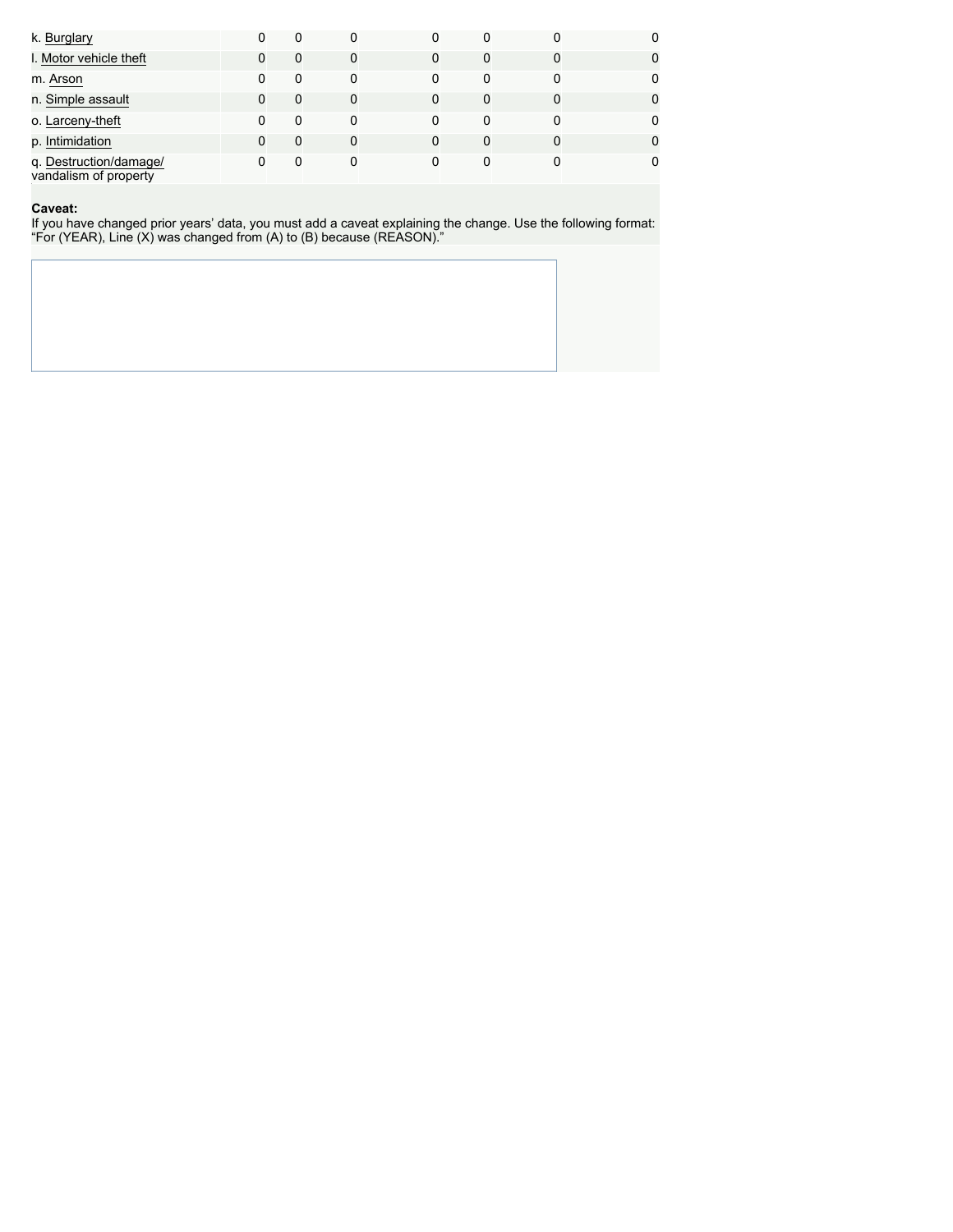| | | | | | | | |
|---|---|---|---|---|---|---|---|
| k. Burglary | 0 | 0 | 0 | 0 | 0 | 0 | 0 |
| l. Motor vehicle theft | 0 | 0 | 0 | 0 | 0 | 0 | 0 |
| m. Arson | 0 | 0 | 0 | 0 | 0 | 0 | 0 |
| n. Simple assault | 0 | 0 | 0 | 0 | 0 | 0 | 0 |
| o. Larceny-theft | 0 | 0 | 0 | 0 | 0 | 0 | 0 |
| p. Intimidation | 0 | 0 | 0 | 0 | 0 | 0 | 0 |
| q. Destruction/damage/ vandalism of property | 0 | 0 | 0 | 0 | 0 | 0 | 0 |

**Caveat:**
If you have changed prior years' data, you must add a caveat explaining the change. Use the following format: "For (YEAR), Line (X) was changed from (A) to (B) because (REASON)."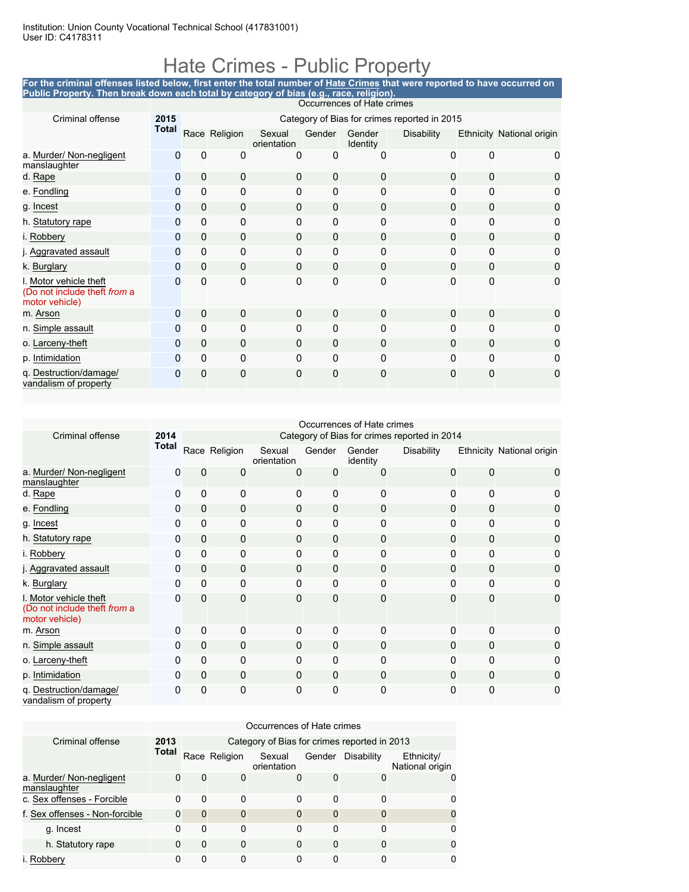Institution: Union County Vocational Technical School (417831001)
User ID: C4178311

# Hate Crimes - Public Property

**For the criminal offenses listed below, first enter the total number of Hate Crimes that were reported to have occurred on Public Property. Then break down each total by category of bias (e.g., race, religion).**

| Criminal offense | 2015 Total | Occurrences of Hate crimes — Category of Bias for crimes reported in 2015 | | | | | | | |
|---|---|---|---|---|---|---|---|---|---|
| | | Race | Religion | Sexual orientation | Gender | Gender Identity | Disability | Ethnicity | National origin |
| a. Murder/ Non-negligent manslaughter | 0 | 0 | 0 | 0 | 0 | 0 | 0 | 0 | 0 |
| d. Rape | 0 | 0 | 0 | 0 | 0 | 0 | 0 | 0 | 0 |
| e. Fondling | 0 | 0 | 0 | 0 | 0 | 0 | 0 | 0 | 0 |
| g. Incest | 0 | 0 | 0 | 0 | 0 | 0 | 0 | 0 | 0 |
| h. Statutory rape | 0 | 0 | 0 | 0 | 0 | 0 | 0 | 0 | 0 |
| i. Robbery | 0 | 0 | 0 | 0 | 0 | 0 | 0 | 0 | 0 |
| j. Aggravated assault | 0 | 0 | 0 | 0 | 0 | 0 | 0 | 0 | 0 |
| k. Burglary | 0 | 0 | 0 | 0 | 0 | 0 | 0 | 0 | 0 |
| l. Motor vehicle theft (Do not include theft *from* a motor vehicle) | 0 | 0 | 0 | 0 | 0 | 0 | 0 | 0 | 0 |
| m. Arson | 0 | 0 | 0 | 0 | 0 | 0 | 0 | 0 | 0 |
| n. Simple assault | 0 | 0 | 0 | 0 | 0 | 0 | 0 | 0 | 0 |
| o. Larceny-theft | 0 | 0 | 0 | 0 | 0 | 0 | 0 | 0 | 0 |
| p. Intimidation | 0 | 0 | 0 | 0 | 0 | 0 | 0 | 0 | 0 |
| q. Destruction/damage/ vandalism of property | 0 | 0 | 0 | 0 | 0 | 0 | 0 | 0 | 0 |

| Criminal offense | 2014 Total | Occurrences of Hate crimes — Category of Bias for crimes reported in 2014 | | | | | | | |
|---|---|---|---|---|---|---|---|---|---|
| | | Race | Religion | Sexual orientation | Gender | Gender identity | Disability | Ethnicity | National origin |
| a. Murder/ Non-negligent manslaughter | 0 | 0 | 0 | 0 | 0 | 0 | 0 | 0 | 0 |
| d. Rape | 0 | 0 | 0 | 0 | 0 | 0 | 0 | 0 | 0 |
| e. Fondling | 0 | 0 | 0 | 0 | 0 | 0 | 0 | 0 | 0 |
| g. Incest | 0 | 0 | 0 | 0 | 0 | 0 | 0 | 0 | 0 |
| h. Statutory rape | 0 | 0 | 0 | 0 | 0 | 0 | 0 | 0 | 0 |
| i. Robbery | 0 | 0 | 0 | 0 | 0 | 0 | 0 | 0 | 0 |
| j. Aggravated assault | 0 | 0 | 0 | 0 | 0 | 0 | 0 | 0 | 0 |
| k. Burglary | 0 | 0 | 0 | 0 | 0 | 0 | 0 | 0 | 0 |
| l. Motor vehicle theft (Do not include theft *from* a motor vehicle) | 0 | 0 | 0 | 0 | 0 | 0 | 0 | 0 | 0 |
| m. Arson | 0 | 0 | 0 | 0 | 0 | 0 | 0 | 0 | 0 |
| n. Simple assault | 0 | 0 | 0 | 0 | 0 | 0 | 0 | 0 | 0 |
| o. Larceny-theft | 0 | 0 | 0 | 0 | 0 | 0 | 0 | 0 | 0 |
| p. Intimidation | 0 | 0 | 0 | 0 | 0 | 0 | 0 | 0 | 0 |
| q. Destruction/damage/ vandalism of property | 0 | 0 | 0 | 0 | 0 | 0 | 0 | 0 | 0 |

| Criminal offense | 2013 Total | Occurrences of Hate crimes — Category of Bias for crimes reported in 2013 | | | | | |
|---|---|---|---|---|---|---|---|
| | | Race | Religion | Sexual orientation | Gender | Disability | Ethnicity/ National origin |
| a. Murder/ Non-negligent manslaughter | 0 | 0 | 0 | 0 | 0 | 0 | 0 |
| c. Sex offenses - Forcible | 0 | 0 | 0 | 0 | 0 | 0 | 0 |
| f. Sex offenses - Non-forcible | 0 | 0 | 0 | 0 | 0 | 0 | 0 |
| g. Incest | 0 | 0 | 0 | 0 | 0 | 0 | 0 |
| h. Statutory rape | 0 | 0 | 0 | 0 | 0 | 0 | 0 |
| i. Robbery | 0 | 0 | 0 | 0 | 0 | 0 | 0 |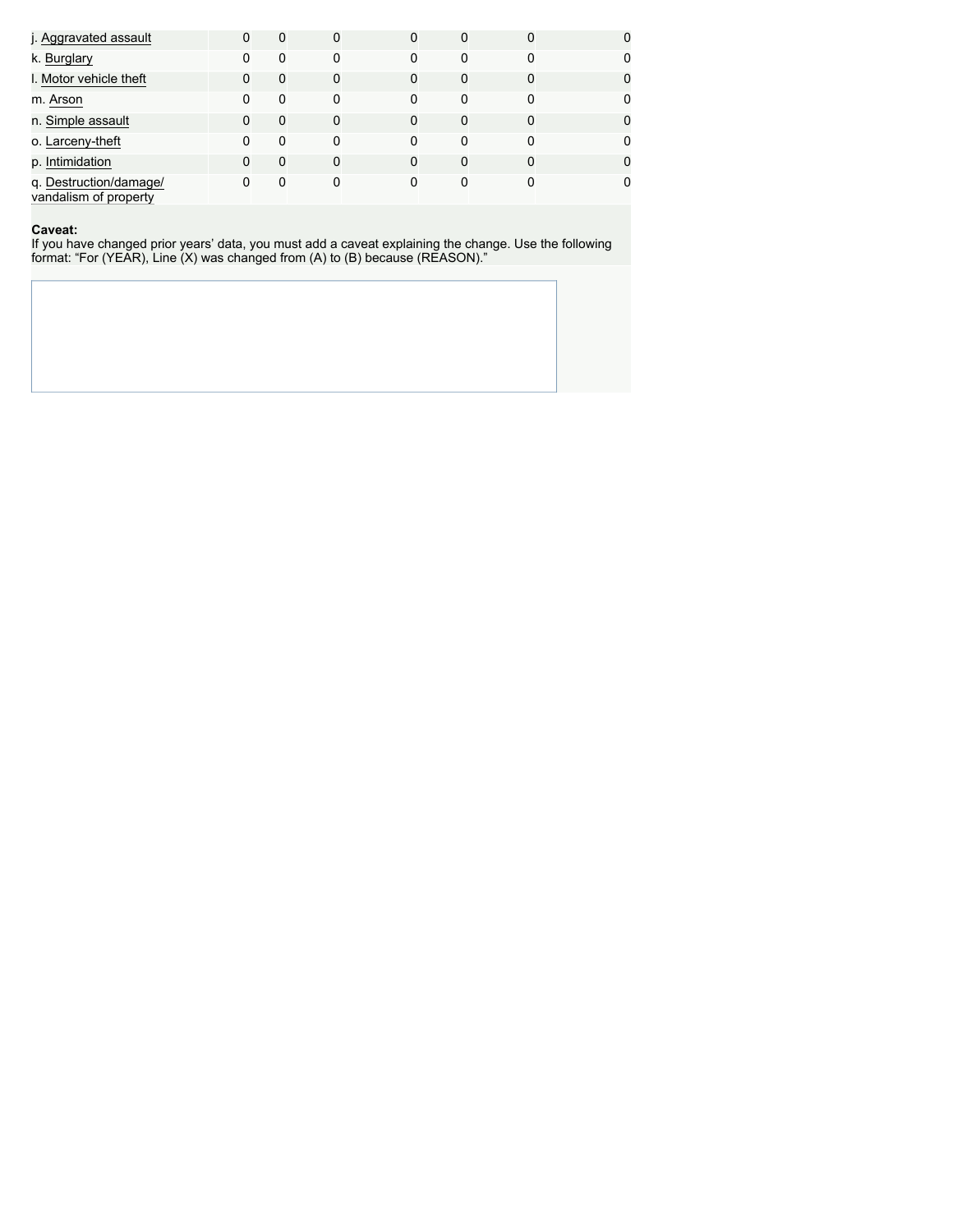| | | | | | | | |
|---|---|---|---|---|---|---|---|
| j. Aggravated assault | 0 | 0 | 0 | 0 | 0 | 0 | 0 |
| k. Burglary | 0 | 0 | 0 | 0 | 0 | 0 | 0 |
| l. Motor vehicle theft | 0 | 0 | 0 | 0 | 0 | 0 | 0 |
| m. Arson | 0 | 0 | 0 | 0 | 0 | 0 | 0 |
| n. Simple assault | 0 | 0 | 0 | 0 | 0 | 0 | 0 |
| o. Larceny-theft | 0 | 0 | 0 | 0 | 0 | 0 | 0 |
| p. Intimidation | 0 | 0 | 0 | 0 | 0 | 0 | 0 |
| q. Destruction/damage/ vandalism of property | 0 | 0 | 0 | 0 | 0 | 0 | 0 |

**Caveat:**
If you have changed prior years' data, you must add a caveat explaining the change. Use the following format: "For (YEAR), Line (X) was changed from (A) to (B) because (REASON)."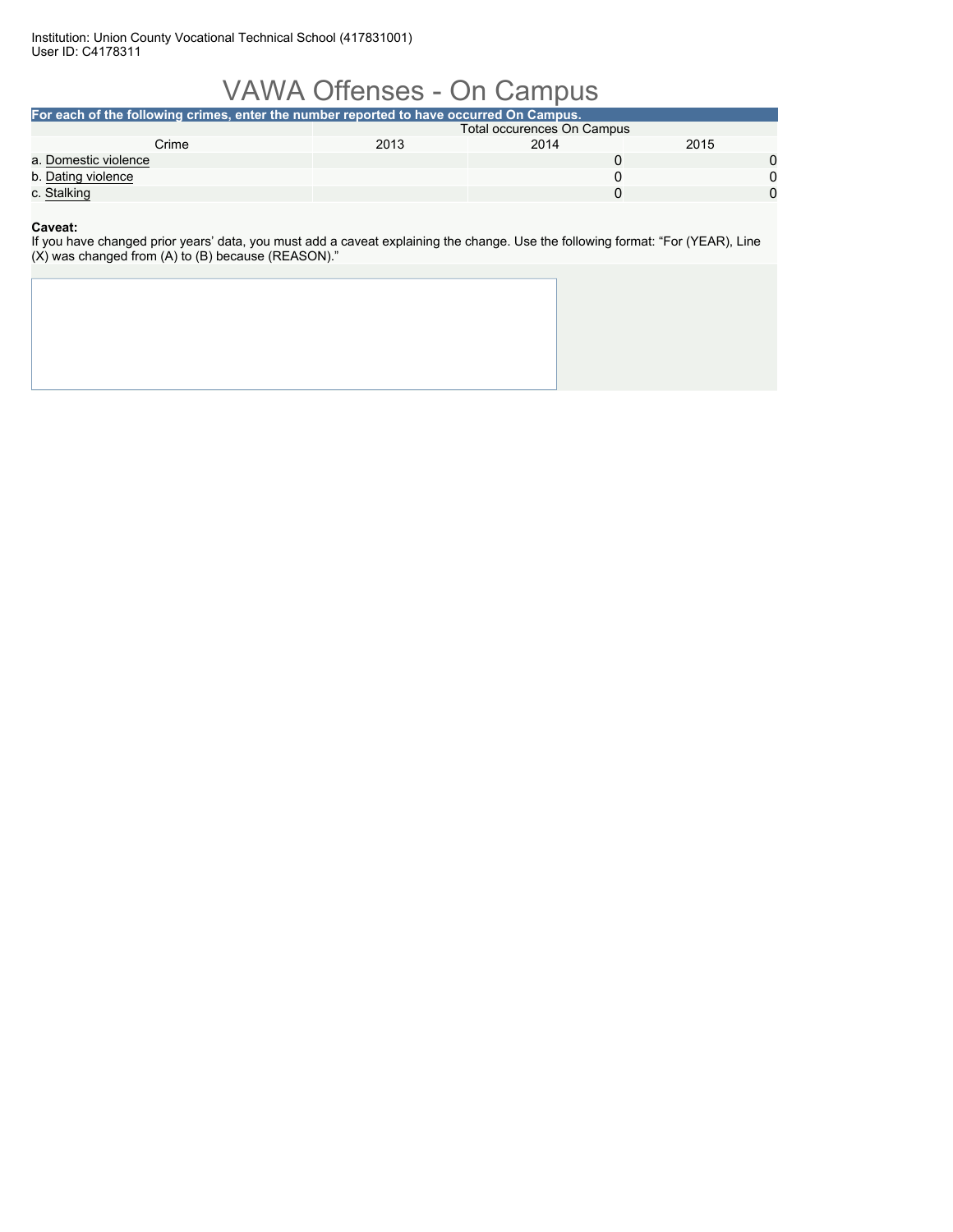# VAWA Offenses - On Campus

**For each of the following crimes, enter the number reported to have occurred On Campus.**

| Crime | Total occurences On Campus | | |
|---|---|---|---|
| | 2013 | 2014 | 2015 |
| a. Domestic violence | | 0 | 0 |
| b. Dating violence | | 0 | 0 |
| c. Stalking | | 0 | 0 |

**Caveat:**

If you have changed prior years' data, you must add a caveat explaining the change. Use the following format: "For (YEAR), Line (X) was changed from (A) to (B) because (REASON)."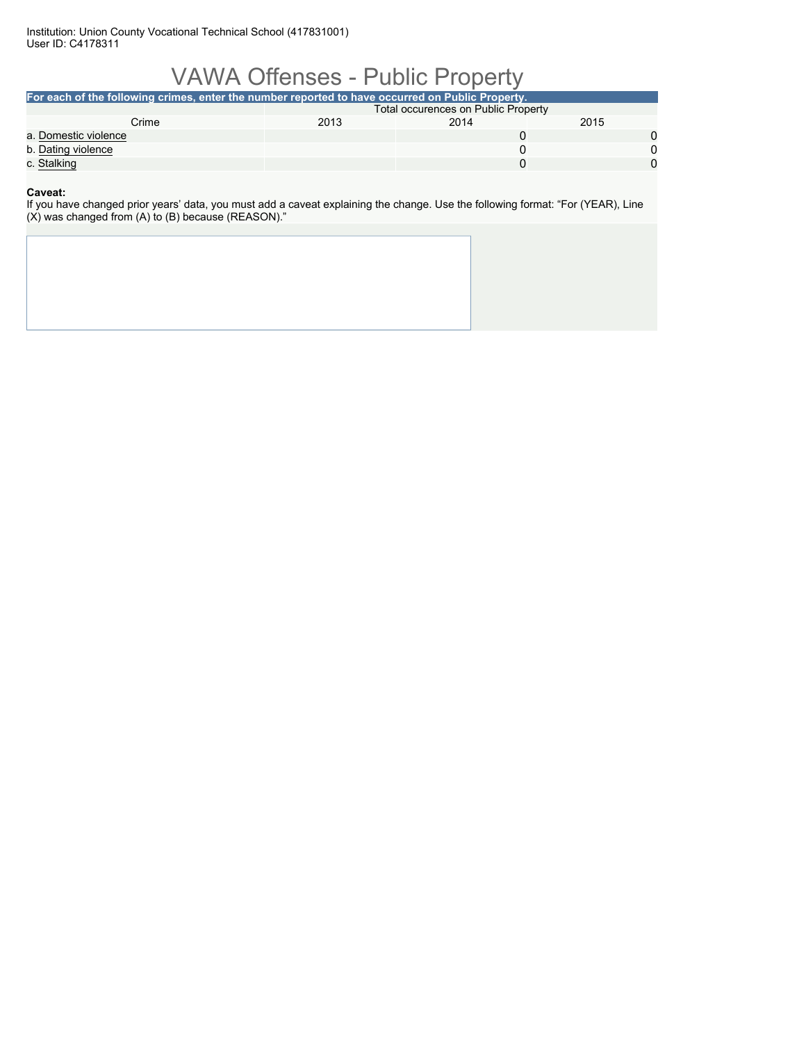# VAWA Offenses - Public Property

**For each of the following crimes, enter the number reported to have occurred on Public Property.**

| Crime | Total occurences on Public Property | | |
|---|---|---|---|
| | 2013 | 2014 | 2015 |
| a. Domestic violence | | 0 | 0 |
| b. Dating violence | | 0 | 0 |
| c. Stalking | | 0 | 0 |

**Caveat:**

If you have changed prior years' data, you must add a caveat explaining the change. Use the following format: "For (YEAR), Line (X) was changed from (A) to (B) because (REASON)."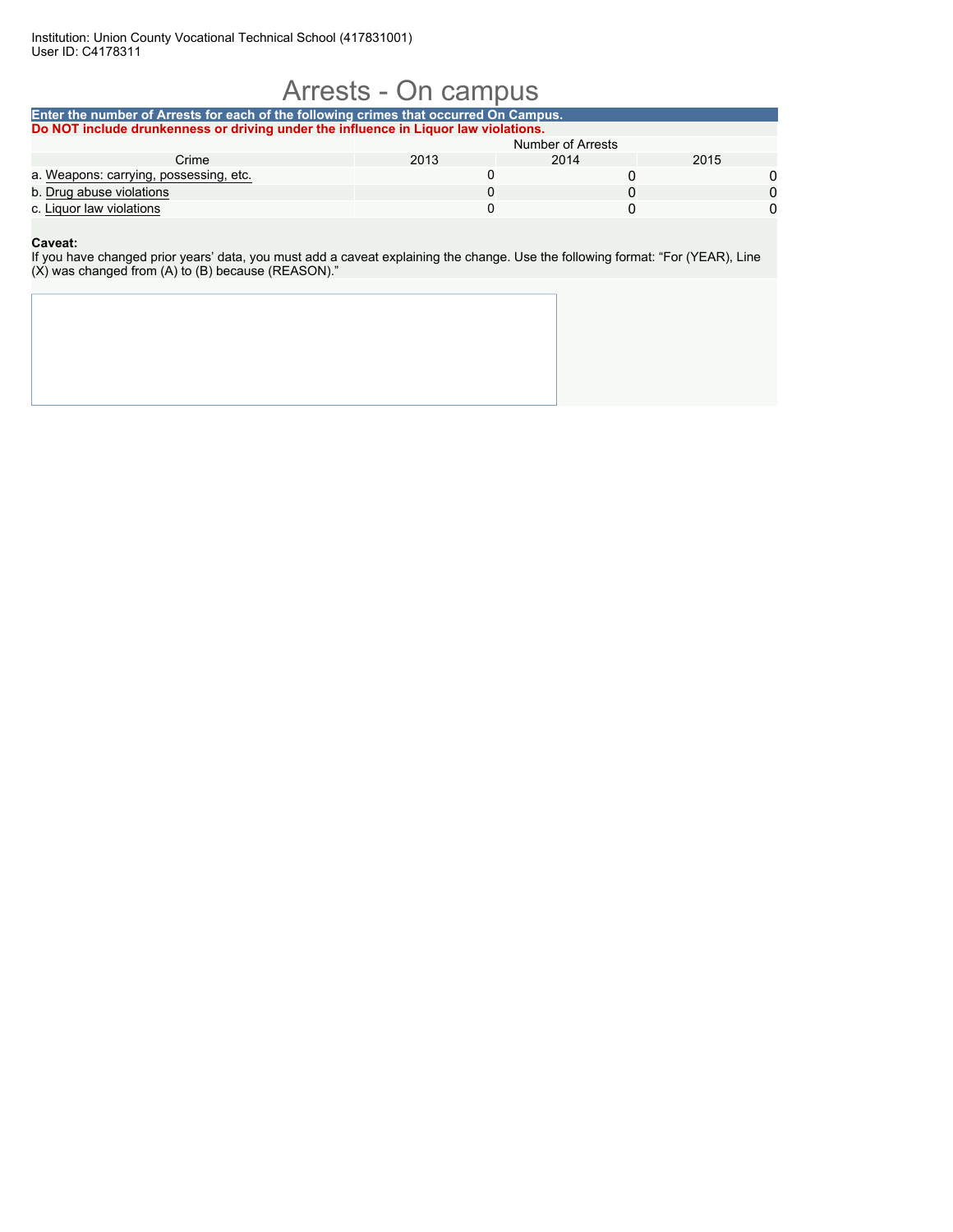Institution: Union County Vocational Technical School (417831001)
User ID: C4178311

# Arrests - On campus

**Enter the number of Arrests for each of the following crimes that occurred On Campus.**

**Do NOT include drunkenness or driving under the influence in Liquor law violations.**

| Crime | Number of Arrests | | |
|---|---|---|---|
| | 2013 | 2014 | 2015 |
| a. Weapons: carrying, possessing, etc. | 0 | 0 | 0 |
| b. Drug abuse violations | 0 | 0 | 0 |
| c. Liquor law violations | 0 | 0 | 0 |

**Caveat:**

If you have changed prior years' data, you must add a caveat explaining the change. Use the following format: "For (YEAR), Line (X) was changed from (A) to (B) because (REASON)."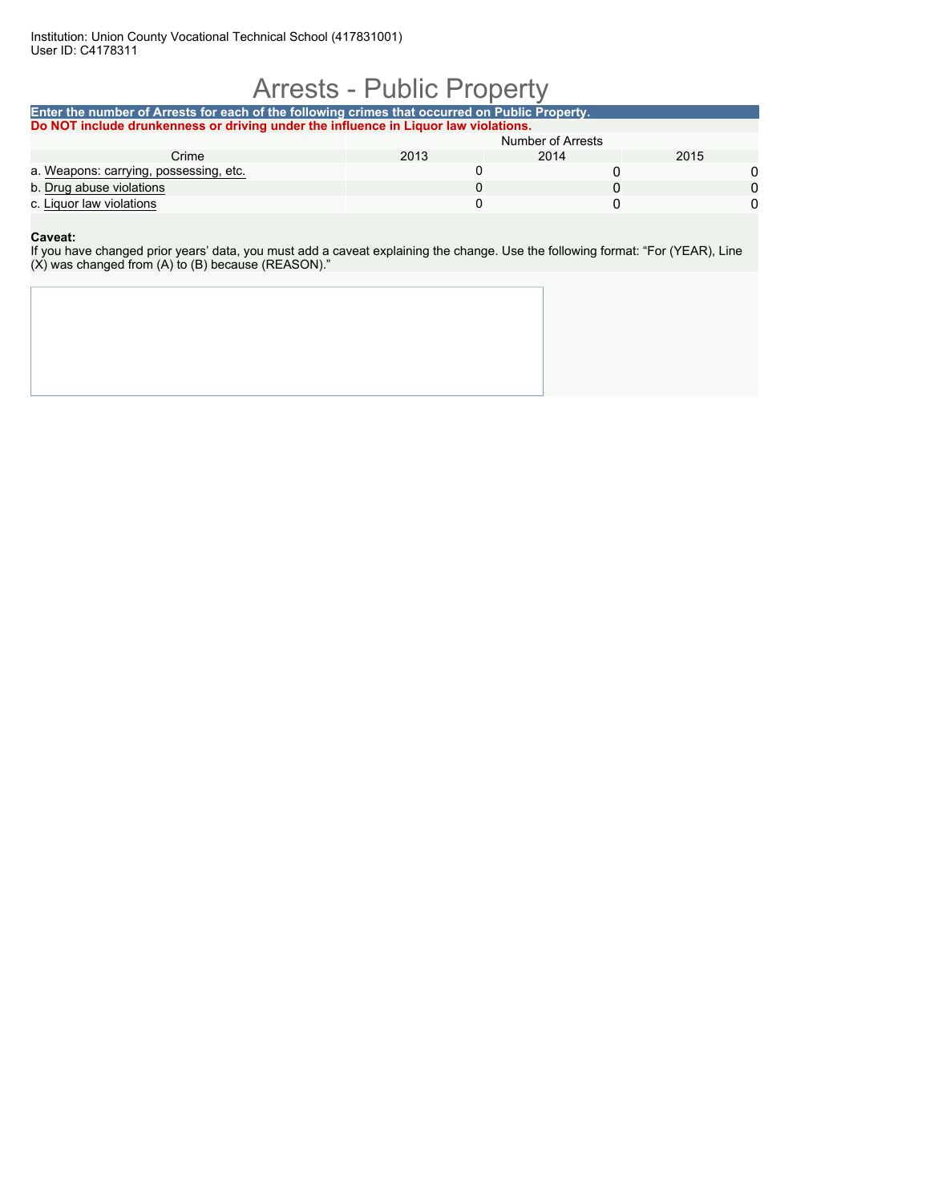Institution: Union County Vocational Technical School (417831001)
User ID: C4178311

# Arrests - Public Property

**Enter the number of Arrests for each of the following crimes that occurred on Public Property.**

**Do NOT include drunkenness or driving under the influence in Liquor law violations.**

| Crime | Number of Arrests | | |
|---|---|---|---|
| | 2013 | 2014 | 2015 |
| a. Weapons: carrying, possessing, etc. | 0 | 0 | 0 |
| b. Drug abuse violations | 0 | 0 | 0 |
| c. Liquor law violations | 0 | 0 | 0 |

**Caveat:**

If you have changed prior years' data, you must add a caveat explaining the change. Use the following format: "For (YEAR), Line (X) was changed from (A) to (B) because (REASON)."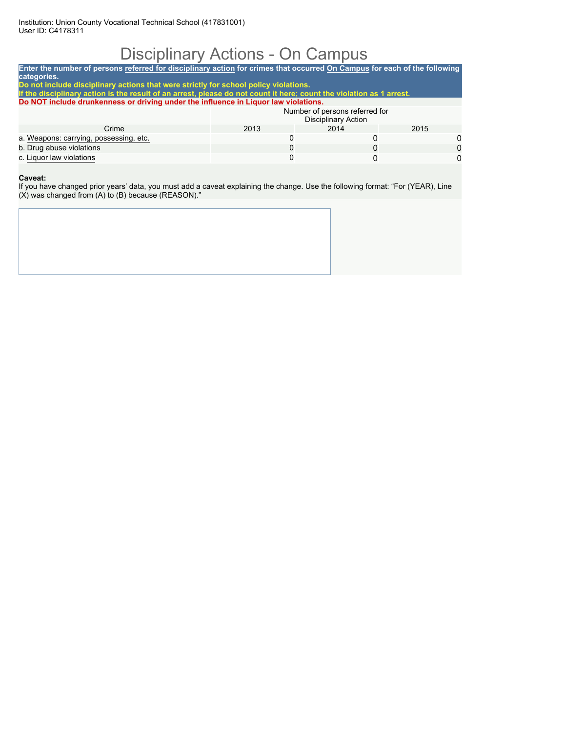Institution: Union County Vocational Technical School (417831001)
User ID: C4178311

# Disciplinary Actions - On Campus

**Enter the number of persons referred for disciplinary action for crimes that occurred On Campus for each of the following categories.**
**Do not include disciplinary actions that were strictly for school policy violations.**
**If the disciplinary action is the result of an arrest, please do not count it here; count the violation as 1 arrest.**
**Do NOT include drunkenness or driving under the influence in Liquor law violations.**

| Crime | Number of persons referred for Disciplinary Action | | |
|---|---|---|---|
| | 2013 | 2014 | 2015 |
| a. Weapons: carrying, possessing, etc. | 0 | 0 | 0 |
| b. Drug abuse violations | 0 | 0 | 0 |
| c. Liquor law violations | 0 | 0 | 0 |

**Caveat:**
If you have changed prior years' data, you must add a caveat explaining the change. Use the following format: "For (YEAR), Line (X) was changed from (A) to (B) because (REASON)."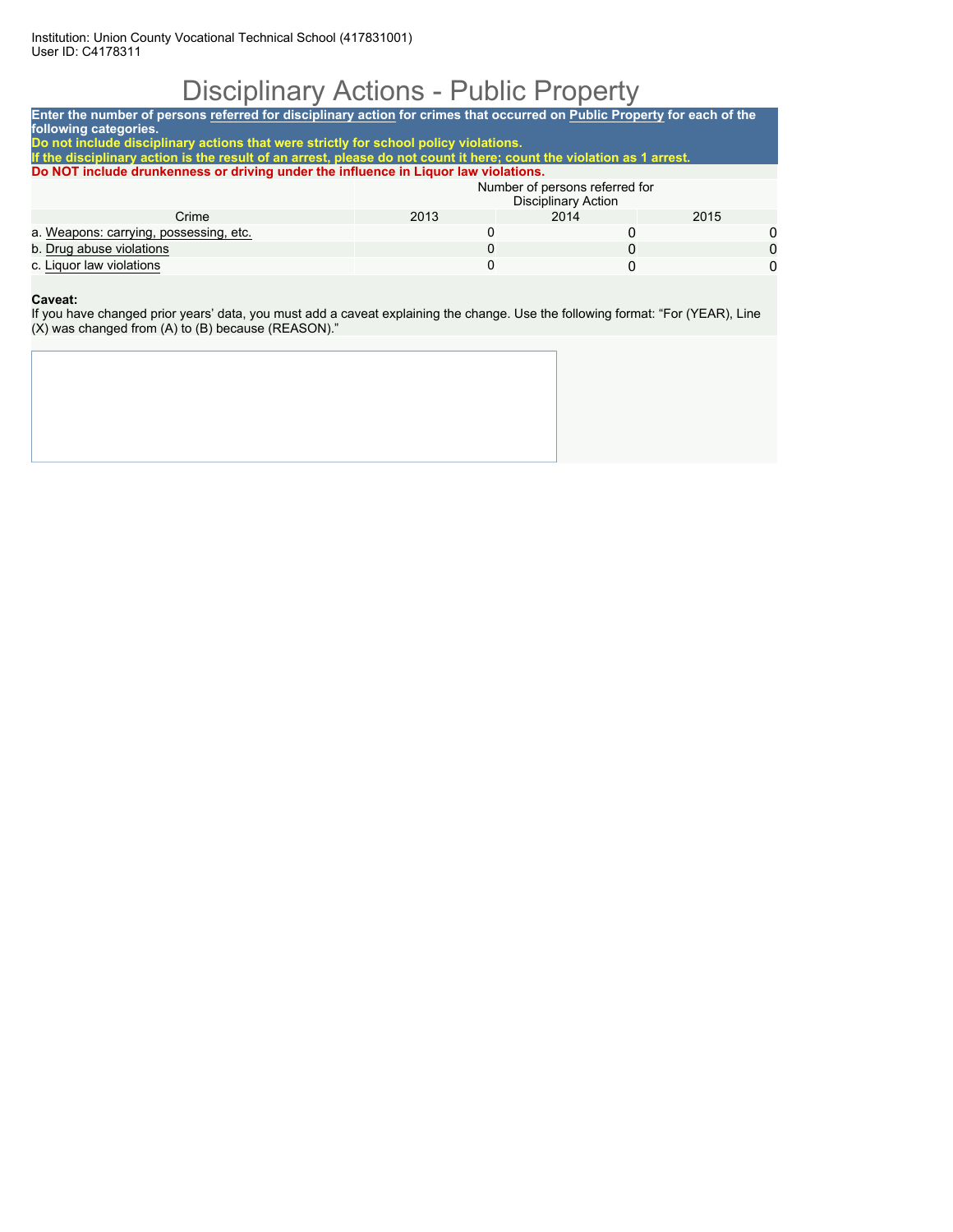Institution: Union County Vocational Technical School (417831001)
User ID: C4178311

# Disciplinary Actions - Public Property

**Enter the number of persons referred for disciplinary action for crimes that occurred on Public Property for each of the following categories.**
**Do not include disciplinary actions that were strictly for school policy violations.**
**If the disciplinary action is the result of an arrest, please do not count it here; count the violation as 1 arrest.**
**Do NOT include drunkenness or driving under the influence in Liquor law violations.**

| Crime | Number of persons referred for Disciplinary Action | | |
|---|---|---|---|
| | 2013 | 2014 | 2015 |
| a. Weapons: carrying, possessing, etc. | 0 | 0 | 0 |
| b. Drug abuse violations | 0 | 0 | 0 |
| c. Liquor law violations | 0 | 0 | 0 |

**Caveat:**
If you have changed prior years' data, you must add a caveat explaining the change. Use the following format: "For (YEAR), Line (X) was changed from (A) to (B) because (REASON)."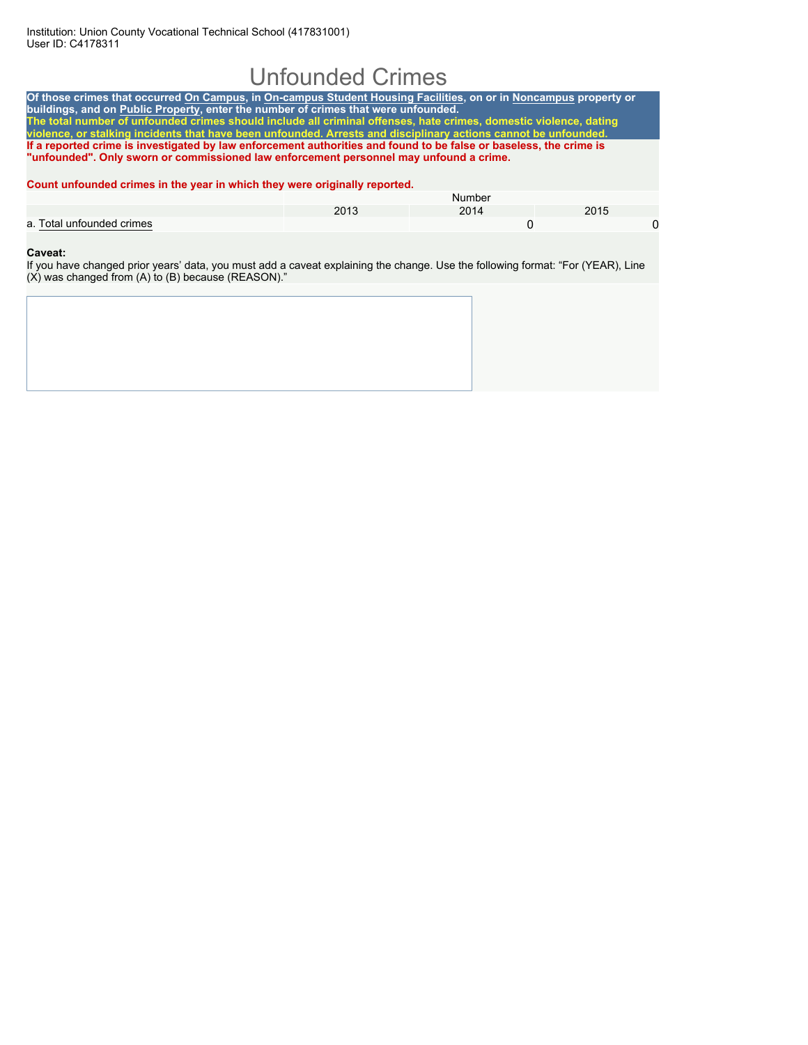Institution: Union County Vocational Technical School (417831001)
User ID: C4178311

# Unfounded Crimes

**Of those crimes that occurred On Campus, in On-campus Student Housing Facilities, on or in Noncampus property or buildings, and on Public Property, enter the number of crimes that were unfounded.**
**The total number of unfounded crimes should include all criminal offenses, hate crimes, domestic violence, dating violence, or stalking incidents that have been unfounded. Arrests and disciplinary actions cannot be unfounded.**
**If a reported crime is investigated by law enforcement authorities and found to be false or baseless, the crime is "unfounded". Only sworn or commissioned law enforcement personnel may unfound a crime.**

**Count unfounded crimes in the year in which they were originally reported.**

| | Number | | |
|---|---|---|---|
| | 2013 | 2014 | 2015 |
| a. Total unfounded crimes | | 0 | 0 |

**Caveat:**
If you have changed prior years' data, you must add a caveat explaining the change. Use the following format: "For (YEAR), Line (X) was changed from (A) to (B) because (REASON)."